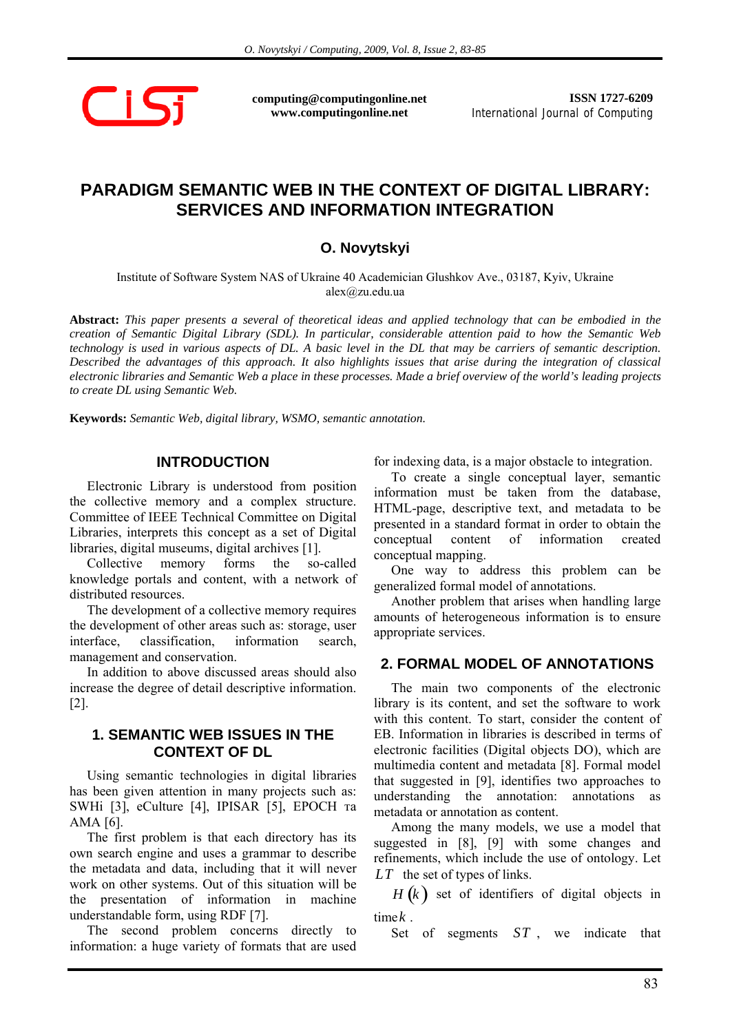computing@computingonline.net
www.computingonline.net

**ISSN 1727-6209**
International Journal of Computing

# PARADIGM SEMANTIC WEB IN THE CONTEXT OF DIGITAL LIBRARY: SERVICES AND INFORMATION INTEGRATION

**O. Novytskyi**

Institute of Software System NAS of Ukraine 40 Academician Glushkov Ave., 03187, Kyiv, Ukraine
alex@zu.edu.ua

**Abstract:** *This paper presents a several of theoretical ideas and applied technology that can be embodied in the creation of Semantic Digital Library (SDL). In particular, considerable attention paid to how the Semantic Web technology is used in various aspects of DL. A basic level in the DL that may be carriers of semantic description. Described the advantages of this approach. It also highlights issues that arise during the integration of classical electronic libraries and Semantic Web a place in these processes. Made a brief overview of the world's leading projects to create DL using Semantic Web.*

**Keywords:** *Semantic Web, digital library, WSMO, semantic annotation.*

## INTRODUCTION

Electronic Library is understood from position the collective memory and a complex structure. Committee of IEEE Technical Committee on Digital Libraries, interprets this concept as a set of Digital libraries, digital museums, digital archives [1].

Collective memory forms the so-called knowledge portals and content, with a network of distributed resources.

The development of a collective memory requires the development of other areas such as: storage, user interface, classification, information search, management and conservation.

In addition to above discussed areas should also increase the degree of detail descriptive information. [2].

## 1. SEMANTIC WEB ISSUES IN THE CONTEXT OF DL

Using semantic technologies in digital libraries has been given attention in many projects such as: SWHi [3], eCulture [4], IPISAR [5], EPOCH та AMA [6].

The first problem is that each directory has its own search engine and uses a grammar to describe the metadata and data, including that it will never work on other systems. Out of this situation will be the presentation of information in machine understandable form, using RDF [7].

The second problem concerns directly to information: a huge variety of formats that are used for indexing data, is a major obstacle to integration.

To create a single conceptual layer, semantic information must be taken from the database, HTML-page, descriptive text, and metadata to be presented in a standard format in order to obtain the conceptual content of information created conceptual mapping.

One way to address this problem can be generalized formal model of annotations.

Another problem that arises when handling large amounts of heterogeneous information is to ensure appropriate services.

## 2. FORMAL MODEL OF ANNOTATIONS

The main two components of the electronic library is its content, and set the software to work with this content. To start, consider the content of EB. Information in libraries is described in terms of electronic facilities (Digital objects DO), which are multimedia content and metadata [8]. Formal model that suggested in [9], identifies two approaches to understanding the annotation: annotations as metadata or annotation as content.

Among the many models, we use a model that suggested in [8], [9] with some changes and refinements, which include the use of ontology. Let $LT$ the set of types of links.

$H(k)$ set of identifiers of digital objects in time $k$.

Set of segments $ST$, we indicate that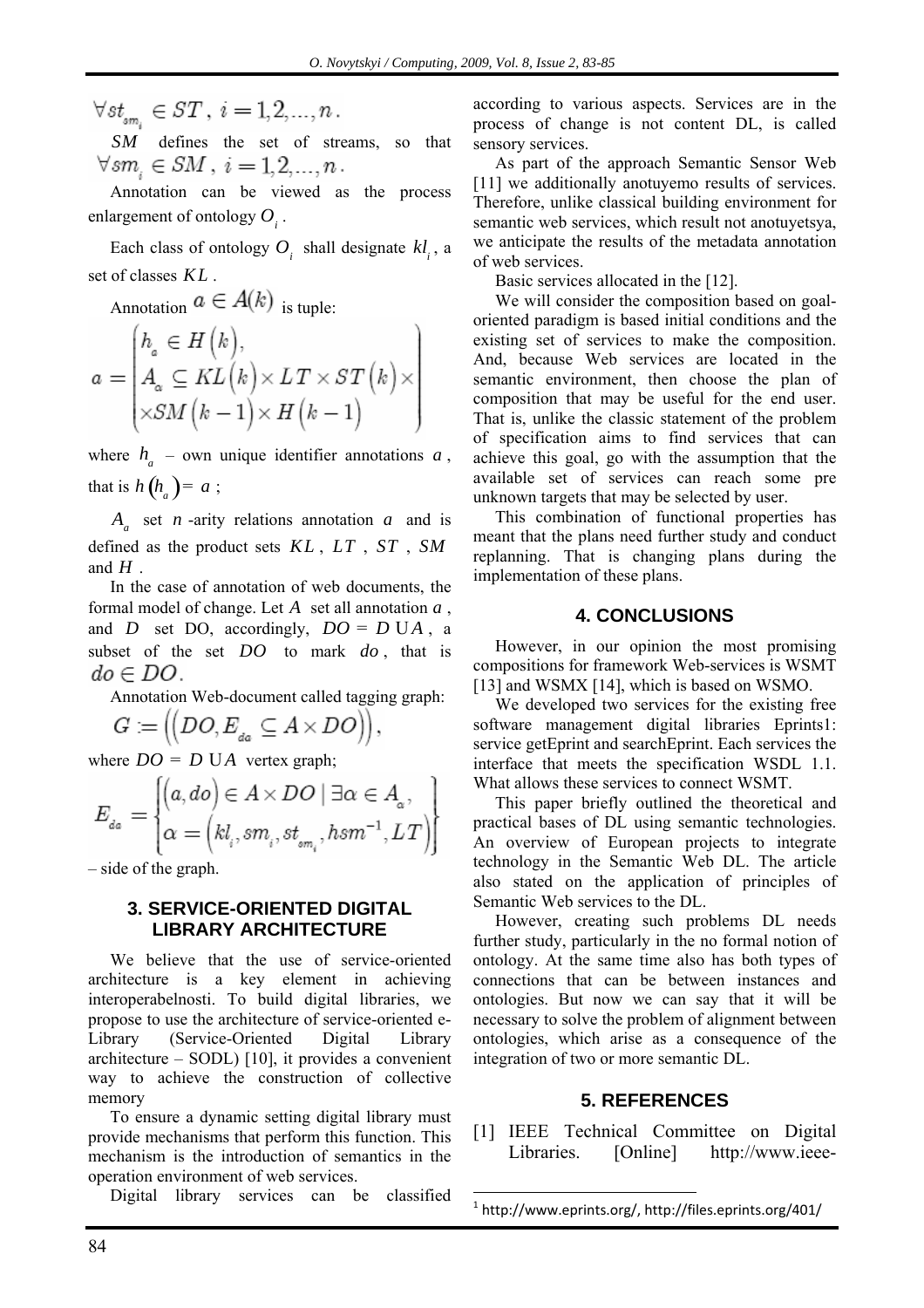$\forall st_{sm_i} \in ST$, $i = 1,2,...,n$.

$SM$ defines the set of streams, so that $\forall sm_i \in SM$, $i = 1,2,...,n$.

Annotation can be viewed as the process enlargement of ontology $O_i$.

Each class of ontology $O_i$ shall designate $kl_i$, a set of classes $KL$.

Annotation $a \in A(k)$ is tuple:

$$a = \begin{pmatrix} h_a \in H(k), \\ A_\alpha \subseteq KL(k) \times LT \times ST(k) \times \\ \times SM(k-1) \times H(k-1) \end{pmatrix}$$

where $h_a$ – own unique identifier annotations $a$, that is $h(h_a) = a$;

$A_a$ set $n$-arity relations annotation $a$ and is defined as the product sets $KL$, $LT$, $ST$, $SM$ and $H$.

In the case of annotation of web documents, the formal model of change. Let $A$ set all annotation $a$, and $D$ set DO, accordingly, $DO = D \cup A$, a subset of the set $DO$ to mark $do$, that is $do \in DO$.

Annotation Web-document called tagging graph:

$$G := \left( \left( DO, E_{da} \subseteq A \times DO \right) \right),$$

where $DO = D \cup A$ vertex graph;

$$E_{da} = \left\{ \begin{matrix} (a, do) \in A \times DO \mid \exists \alpha \in A_a, \\ \alpha = (kl_i, sm_i, st_{sm_i}, hsm^{-1}, LT) \end{matrix} \right\}$$

– side of the graph.

## 3. SERVICE-ORIENTED DIGITAL LIBRARY ARCHITECTURE

We believe that the use of service-oriented architecture is a key element in achieving interoperabelnosti. To build digital libraries, we propose to use the architecture of service-oriented e-Library (Service-Oriented Digital Library architecture – SODL) [10], it provides a convenient way to achieve the construction of collective memory

To ensure a dynamic setting digital library must provide mechanisms that perform this function. This mechanism is the introduction of semantics in the operation environment of web services.

Digital library services can be classified according to various aspects. Services are in the process of change is not content DL, is called sensory services.

As part of the approach Semantic Sensor Web [11] we additionally anotuyemo results of services. Therefore, unlike classical building environment for semantic web services, which result not anotuyetsya, we anticipate the results of the metadata annotation of web services.

Basic services allocated in the [12].

We will consider the composition based on goal-oriented paradigm is based initial conditions and the existing set of services to make the composition. And, because Web services are located in the semantic environment, then choose the plan of composition that may be useful for the end user. That is, unlike the classic statement of the problem of specification aims to find services that can achieve this goal, go with the assumption that the available set of services can reach some pre unknown targets that may be selected by user.

This combination of functional properties has meant that the plans need further study and conduct replanning. That is changing plans during the implementation of these plans.

## 4. CONCLUSIONS

However, in our opinion the most promising compositions for framework Web-services is WSMT [13] and WSMX [14], which is based on WSMO.

We developed two services for the existing free software management digital libraries Eprints[1]: service getEprint and searchEprint. Each services the interface that meets the specification WSDL 1.1. What allows these services to connect WSMT.

This paper briefly outlined the theoretical and practical bases of DL using semantic technologies. An overview of European projects to integrate technology in the Semantic Web DL. The article also stated on the application of principles of Semantic Web services to the DL.

However, creating such problems DL needs further study, particularly in the no formal notion of ontology. At the same time also has both types of connections that can be between instances and ontologies. But now we can say that it will be necessary to solve the problem of alignment between ontologies, which arise as a consequence of the integration of two or more semantic DL.

## 5. REFERENCES

[1] IEEE Technical Committee on Digital Libraries. [Online] http://www.ieee-

[1] http://www.eprints.org/, http://files.eprints.org/401/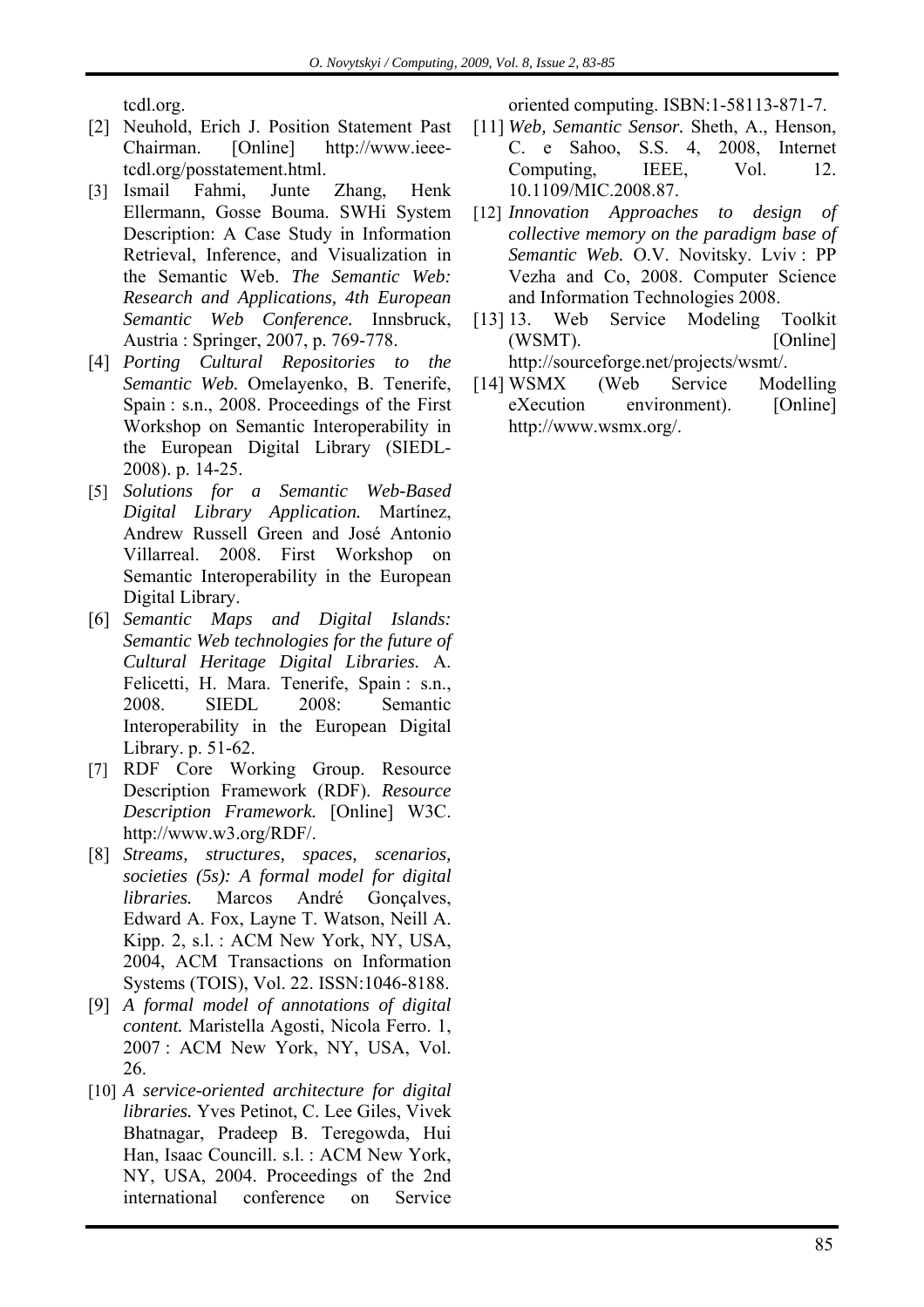tcdl.org.

[2] Neuhold, Erich J. Position Statement Past Chairman. [Online] http://www.ieee-tcdl.org/posstatement.html.

[3] Ismail Fahmi, Junte Zhang, Henk Ellermann, Gosse Bouma. SWHi System Description: A Case Study in Information Retrieval, Inference, and Visualization in the Semantic Web. *The Semantic Web: Research and Applications, 4th European Semantic Web Conference.* Innsbruck, Austria : Springer, 2007, p. 769-778.

[4] *Porting Cultural Repositories to the Semantic Web.* Omelayenko, B. Tenerife, Spain : s.n., 2008. Proceedings of the First Workshop on Semantic Interoperability in the European Digital Library (SIEDL-2008). p. 14-25.

[5] *Solutions for a Semantic Web-Based Digital Library Application.* Martínez, Andrew Russell Green and José Antonio Villarreal. 2008. First Workshop on Semantic Interoperability in the European Digital Library.

[6] *Semantic Maps and Digital Islands: Semantic Web technologies for the future of Cultural Heritage Digital Libraries.* A. Felicetti, H. Mara. Tenerife, Spain : s.n., 2008. SIEDL 2008: Semantic Interoperability in the European Digital Library. p. 51-62.

[7] RDF Core Working Group. Resource Description Framework (RDF). *Resource Description Framework.* [Online] W3C. http://www.w3.org/RDF/.

[8] *Streams, structures, spaces, scenarios, societies (5s): A formal model for digital libraries.* Marcos André Gonçalves, Edward A. Fox, Layne T. Watson, Neill A. Kipp. 2, s.l. : ACM New York, NY, USA, 2004, ACM Transactions on Information Systems (TOIS), Vol. 22. ISSN:1046-8188.

[9] *A formal model of annotations of digital content.* Maristella Agosti, Nicola Ferro. 1, 2007 : ACM New York, NY, USA, Vol. 26.

[10] *A service-oriented architecture for digital libraries.* Yves Petinot, C. Lee Giles, Vivek Bhatnagar, Pradeep B. Teregowda, Hui Han, Isaac Councill. s.l. : ACM New York, NY, USA, 2004. Proceedings of the 2nd international conference on Service oriented computing. ISBN:1-58113-871-7.

[11] *Web, Semantic Sensor.* Sheth, A., Henson, C. e Sahoo, S.S. 4, 2008, Internet Computing, IEEE, Vol. 12. 10.1109/MIC.2008.87.

[12] *Innovation Approaches to design of collective memory on the paradigm base of Semantic Web.* O.V. Novitsky. Lviv : PP Vezha and Co, 2008. Computer Science and Information Technologies 2008.

[13] 13. Web Service Modeling Toolkit (WSMT). [Online] http://sourceforge.net/projects/wsmt/.

[14] WSMX (Web Service Modelling eXecution environment). [Online] http://www.wsmx.org/.